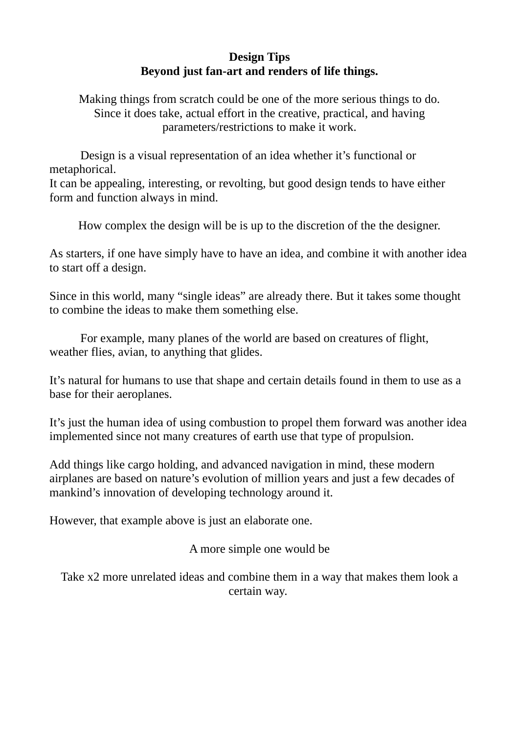**Design Tips**
**Beyond just fan-art and renders of life things.**

Making things from scratch could be one of the more serious things to do. Since it does take, actual effort in the creative, practical, and having parameters/restrictions to make it work.

Design is a visual representation of an idea whether it's functional or metaphorical.
It can be appealing, interesting, or revolting, but good design tends to have either form and function always in mind.

How complex the design will be is up to the discretion of the the designer.

As starters, if one have simply have to have an idea, and combine it with another idea to start off a design.

Since in this world, many "single ideas" are already there. But it takes some thought to combine the ideas to make them something else.

For example, many planes of the world are based on creatures of flight, weather flies, avian, to anything that glides.

It's natural for humans to use that shape and certain details found in them to use as a base for their aeroplanes.

It's just the human idea of using combustion to propel them forward was another idea implemented since not many creatures of earth use that type of propulsion.

Add things like cargo holding, and advanced navigation in mind, these modern airplanes are based on nature's evolution of million years and just a few decades of mankind's innovation of developing technology around it.

However, that example above is just an elaborate one.

A more simple one would be

Take x2 more unrelated ideas and combine them in a way that makes them look a certain way.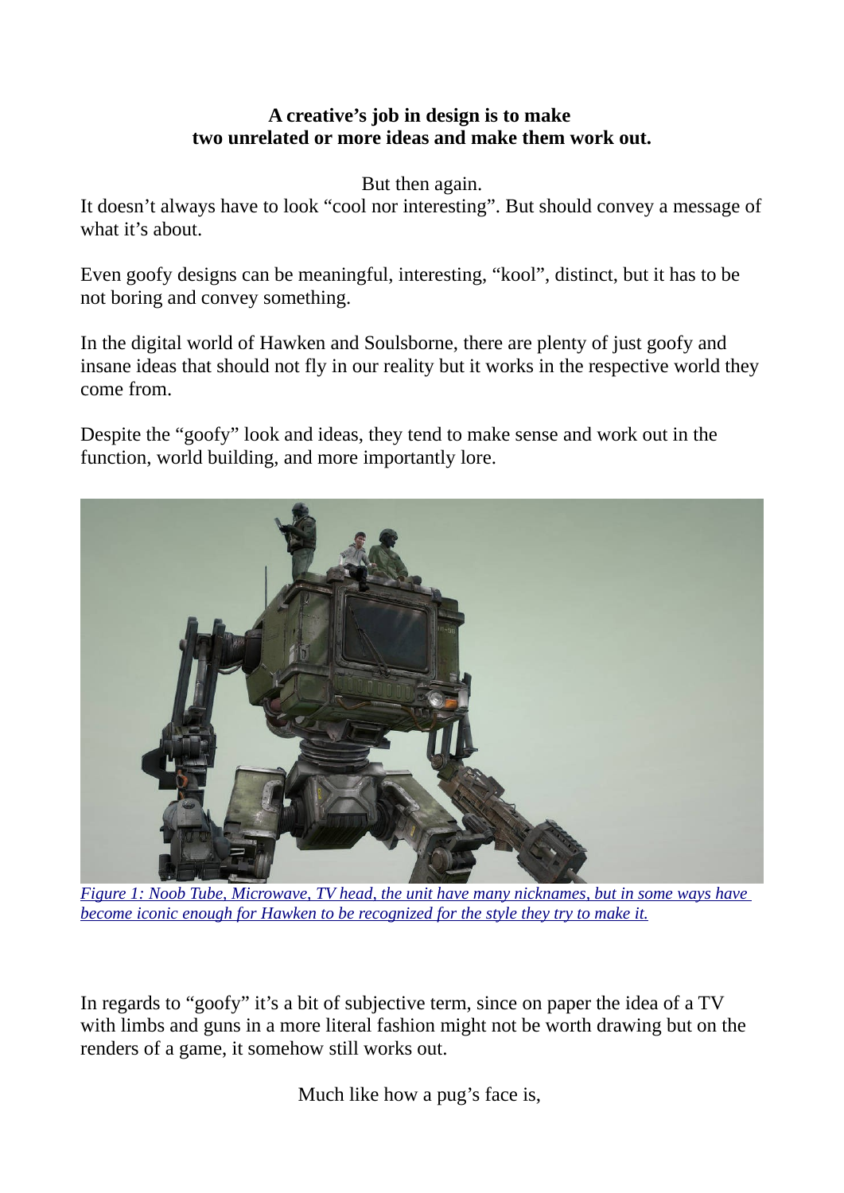**A creative's job in design is to make two unrelated or more ideas and make them work out.**

But then again.

It doesn't always have to look "cool nor interesting". But should convey a message of what it's about.

Even goofy designs can be meaningful, interesting, "kool", distinct, but it has to be not boring and convey something.

In the digital world of Hawken and Soulsborne, there are plenty of just goofy and insane ideas that should not fly in our reality but it works in the respective world they come from.

Despite the "goofy" look and ideas, they tend to make sense and work out in the function, world building, and more importantly lore.

*Figure 1: Noob Tube, Microwave, TV head, the unit have many nicknames, but in some ways have become iconic enough for Hawken to be recognized for the style they try to make it.*

In regards to "goofy" it's a bit of subjective term, since on paper the idea of a TV with limbs and guns in a more literal fashion might not be worth drawing but on the renders of a game, it somehow still works out.

Much like how a pug's face is,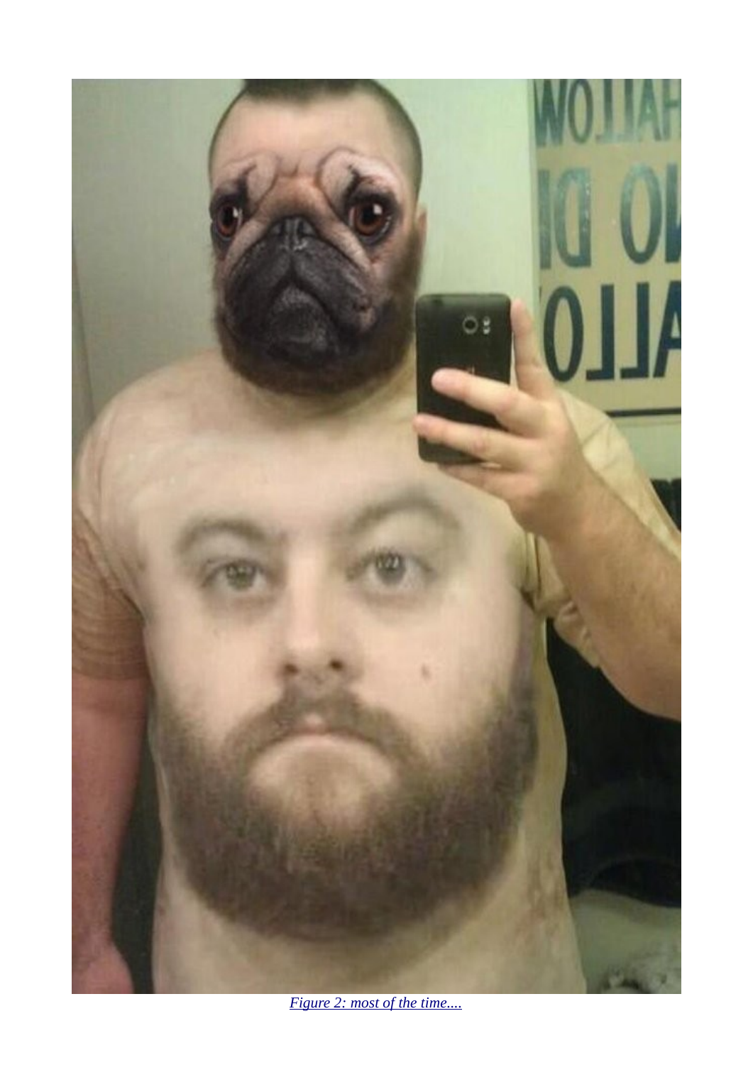Figure 2: most of the time....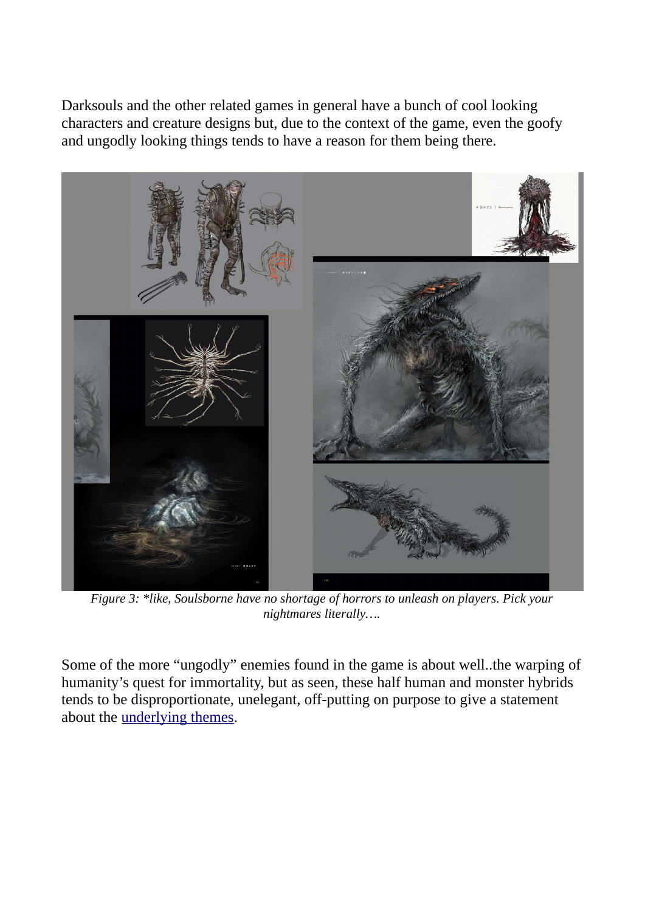Darksouls and the other related games in general have a bunch of cool looking characters and creature designs but, due to the context of the game, even the goofy and ungodly looking things tends to have a reason for them being there.

*Figure 3: *like, Soulsborne have no shortage of horrors to unleash on players. Pick your nightmares literally….*

Some of the more "ungodly" enemies found in the game is about well..the warping of humanity's quest for immortality, but as seen, these half human and monster hybrids tends to be disproportionate, unelegant, off-putting on purpose to give a statement about the underlying themes.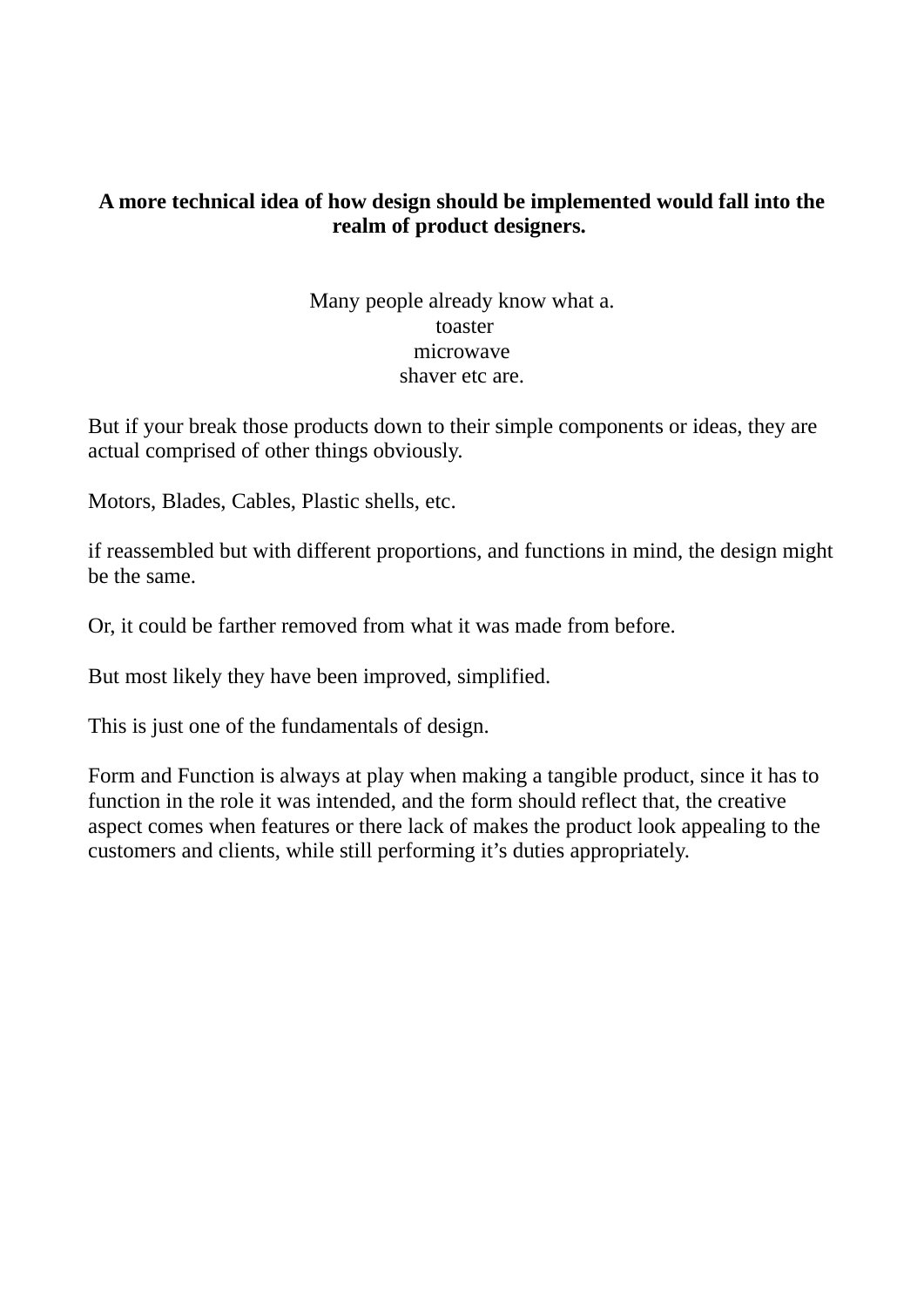**A more technical idea of how design should be implemented would fall into the realm of product designers.**

Many people already know what a.
toaster
microwave
shaver etc are.

But if your break those products down to their simple components or ideas, they are actual comprised of other things obviously.

Motors, Blades, Cables, Plastic shells, etc.

if reassembled but with different proportions, and functions in mind, the design might be the same.

Or, it could be farther removed from what it was made from before.

But most likely they have been improved, simplified.

This is just one of the fundamentals of design.

Form and Function is always at play when making a tangible product, since it has to function in the role it was intended, and the form should reflect that, the creative aspect comes when features or there lack of makes the product look appealing to the customers and clients, while still performing it's duties appropriately.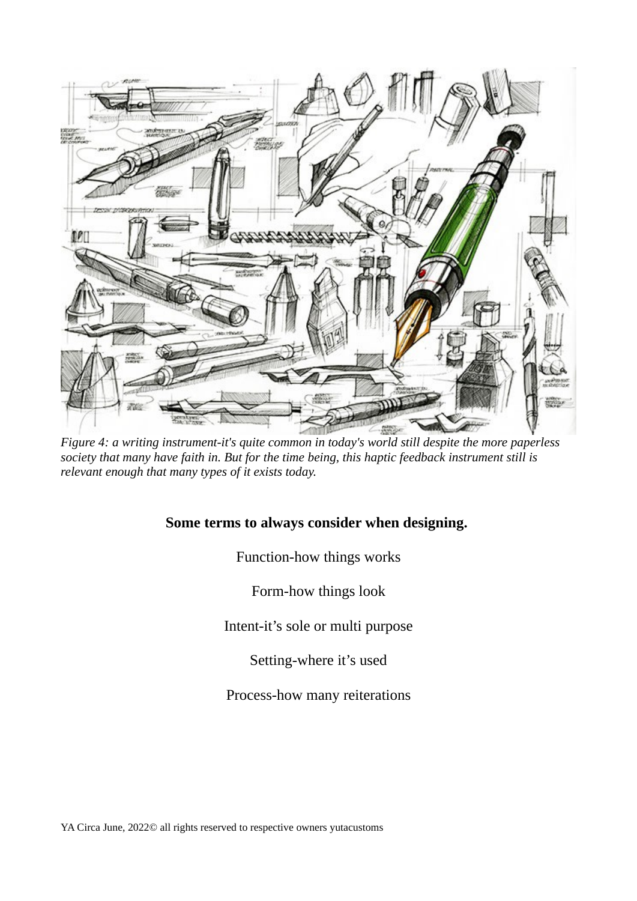*Figure 4: a writing instrument-it's quite common in today's world still despite the more paperless society that many have faith in. But for the time being, this haptic feedback instrument still is relevant enough that many types of it exists today.*

**Some terms to always consider when designing.**

Function-how things works

Form-how things look

Intent-it's sole or multi purpose

Setting-where it's used

Process-how many reiterations

YA Circa June, 2022© all rights reserved to respective owners yutacustoms